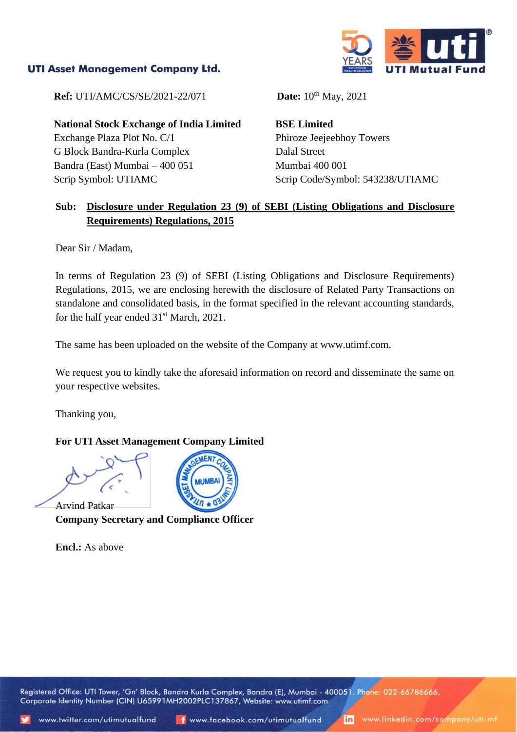UTI Asset Management Company Ltd.

**Ref:** UTI/AMC/CS/SE/2021-22/071

**Date:** 10th May, 2021

**National Stock Exchange of India Limited**
Exchange Plaza Plot No. C/1
G Block Bandra-Kurla Complex
Bandra (East) Mumbai – 400 051
Scrip Symbol: UTIAMC

**BSE Limited**
Phiroze Jeejeebhoy Towers
Dalal Street
Mumbai 400 001
Scrip Code/Symbol: 543238/UTIAMC

**Sub: Disclosure under Regulation 23 (9) of SEBI (Listing Obligations and Disclosure Requirements) Regulations, 2015**

Dear Sir / Madam,

In terms of Regulation 23 (9) of SEBI (Listing Obligations and Disclosure Requirements) Regulations, 2015, we are enclosing herewith the disclosure of Related Party Transactions on standalone and consolidated basis, in the format specified in the relevant accounting standards, for the half year ended 31st March, 2021.

The same has been uploaded on the website of the Company at www.utimf.com.

We request you to kindly take the aforesaid information on record and disseminate the same on your respective websites.

Thanking you,

**For UTI Asset Management Company Limited**

Arvind Patkar
**Company Secretary and Compliance Officer**

**Encl.:** As above

Registered Office: UTI Tower, 'Gn' Block, Bandra Kurla Complex, Bandra (E), Mumbai - 400051. Phone: 022-66786666, Corporate Identity Number (CIN) U65991MH2002PLC137867, Website: www.utimf.com

www.twitter.com/utimutualfund www.facebook.com/utimutualfund www.linkedin.com/company/uti-mf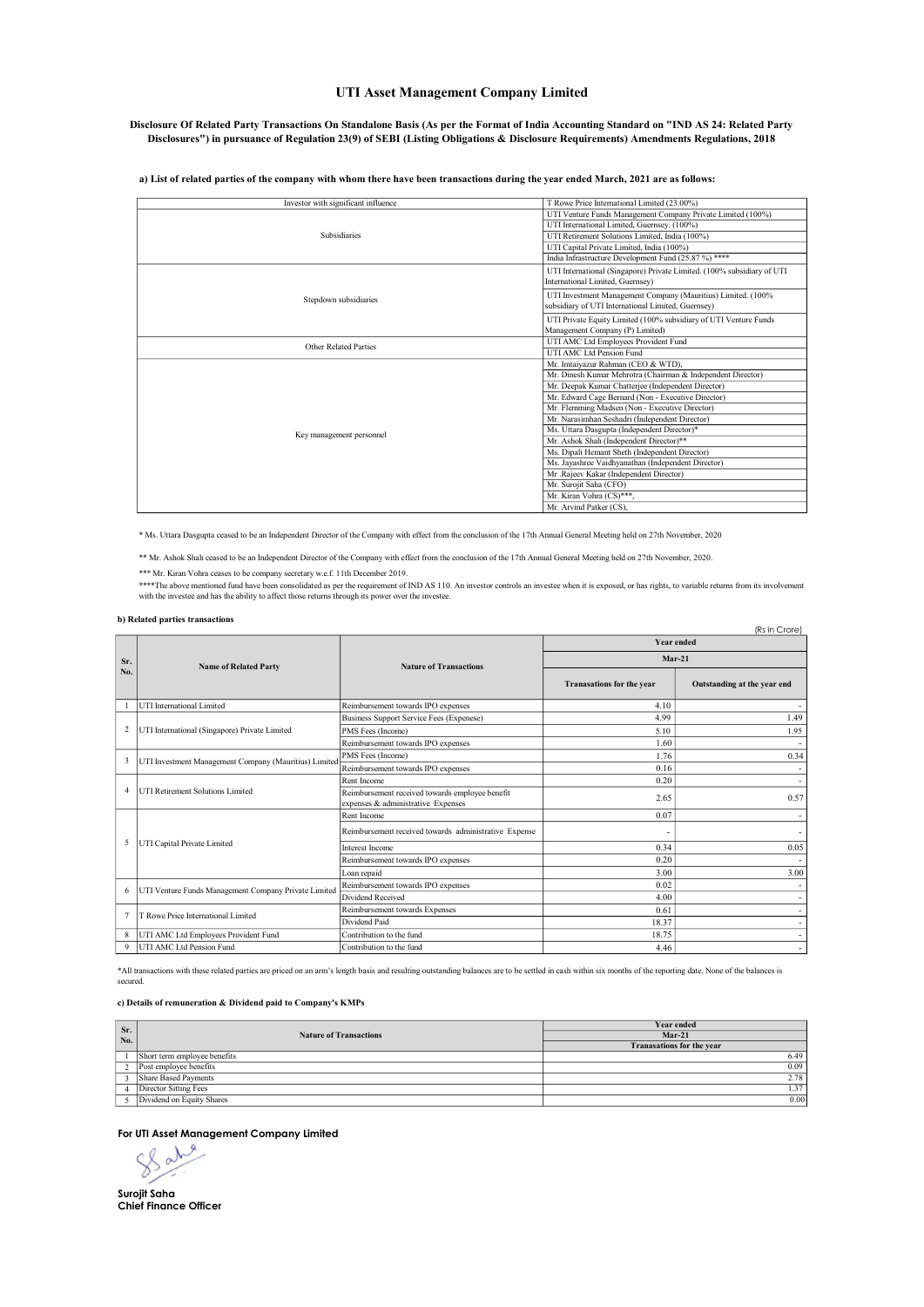# UTI Asset Management Company Limited

**Disclosure Of Related Party Transactions On Standalone Basis (As per the Format of India Accounting Standard on "IND AS 24: Related Party Disclosures") in pursuance of Regulation 23(9) of SEBI (Listing Obligations & Disclosure Requirements) Amendments Regulations, 2018**

**a) List of related parties of the company with whom there have been transactions during the year ended March, 2021 are as follows:**

| | |
|---|---|
| Investor with significant influence | T Rowe Price International Limited (23.00%) |
| Subsidiaries | UTI Venture Funds Management Company Private Limited (100%) |
| | UTI International Limited, Guernsey. (100%) |
| | UTI Retirement Solutions Limited, India (100%) |
| | UTI Capital Private Limited, India (100%) |
| | India Infrastructure Development Fund (25.87 %) **** |
| Stepdown subsidiaries | UTI International (Singapore) Private Limited. (100% subsidiary of UTI International Limited, Guernsey) |
| | UTI Investment Management Company (Mauritius) Limited. (100% subsidiary of UTI International Limited, Guernsey) |
| | UTI Private Equity Limited (100% subsidiary of UTI Venture Funds Management Company (P) Limited) |
| Other Related Parties | UTI AMC Ltd Employees Provident Fund |
| | UTI AMC Ltd Pension Fund |
| Key management personnel | Mr. Imtaiyazur Rahman (CEO & WTD), |
| | Mr. Dinesh Kumar Mehrotra (Chairman & Independent Director) |
| | Mr. Deepak Kumar Chatterjee (Independent Director) |
| | Mr. Edward Cage Bernard (Non - Executive Director) |
| | Mr. Flemming Madsen (Non - Executive Director) |
| | Mr. Narasimhan Seshadri (Independent Director) |
| | Ms. Uttara Dasgupta (Independent Director)* |
| | Mr. Ashok Shah (Independent Director)** |
| | Ms. Dipali Hemant Sheth (Independent Director) |
| | Ms. Jayashree Vaidhyanathan (Independent Director) |
| | Mr .Rajeev Kakar (Independent Director) |
| | Mr. Surojit Saha (CFO) |
| | Mr. Kiran Vohra (CS)***, |
| | Mr. Arvind Patker (CS), |

* Ms. Uttara Dasgupta ceased to be an Independent Director of the Company with effect from the conclusion of the 17th Annual General Meeting held on 27th November, 2020

** Mr. Ashok Shah ceased to be an Independent Director of the Company with effect from the conclusion of the 17th Annual General Meeting held on 27th November, 2020.

*** Mr. Kiran Vohra ceases to be company secretary w.e.f. 11th December 2019.

****The above mentioned fund have been consolidated as per the requirement of IND AS 110. An investor controls an investee when it is exposed, or has rights, to variable returns from its involvement with the investee and has the ability to affect those returns through its power over the investee.

**b) Related parties transactions**

(Rs in Crore)

| Sr. No. | Name of Related Party | Nature of Transactions | Year ended Mar-21 Tranasations for the year | Year ended Mar-21 Outstanding at the year end |
|---|---|---|---|---|
| 1 | UTI International Limited | Reimbursement towards IPO expenses | 4.10 | - |
| 2 | UTI International (Singapore) Private Limited | Business Support Service Fees (Expenese) | 4.99 | 1.49 |
| | | PMS Fees (Income) | 5.10 | 1.95 |
| | | Reimbursement towards IPO expenses | 1.60 | - |
| 3 | UTI Investment Management Company (Mauritius) Limited | PMS Fees (Income) | 1.76 | 0.34 |
| | | Reimbursement towards IPO expenses | 0.16 | - |
| 4 | UTI Retirement Solutions Limited | Rent Income | 0.20 | - |
| | | Reimbursement received towards employee benefit expenses & administrative Expenses | 2.65 | 0.57 |
| 5 | UTI Capital Private Limited | Rent Income | 0.07 | - |
| | | Reimbursement received towards administrative Expense | - | - |
| | | Interest Income | 0.34 | 0.05 |
| | | Reimbursement towards IPO expenses | 0.20 | - |
| | | Loan repaid | 3.00 | 3.00 |
| 6 | UTI Venture Funds Management Company Private Limited | Reimbursement towards IPO expenses | 0.02 | - |
| | | Dividend Received | 4.00 | - |
| 7 | T Rowe Price International Limited | Reimbursement towards Expenses | 0.61 | - |
| | | Dividend Paid | 18.37 | - |
| 8 | UTI AMC Ltd Employees Provident Fund | Contribution to the fund | 18.75 | - |
| 9 | UTI AMC Ltd Pension Fund | Contribution to the fund | 4.46 | - |

*All transactions with these related parties are priced on an arm's length basis and resulting outstanding balances are to be settled in cash within six months of the reporting date. None of the balances is secured.

**c) Details of remuneration & Dividend paid to Company's KMPs**

| Sr. No. | Nature of Transactions | Year ended Mar-21 Tranasations for the year |
|---|---|---|
| 1 | Short term employee benefits | 6.49 |
| 2 | Post employee benefits | 0.09 |
| 3 | Share Based Payments | 2.78 |
| 4 | Director Sitting Fees | 1.37 |
| 5 | Dividend on Equity Shares | 0.00 |

**For UTI Asset Management Company Limited**

**Surojit Saha**
**Chief Finance Officer**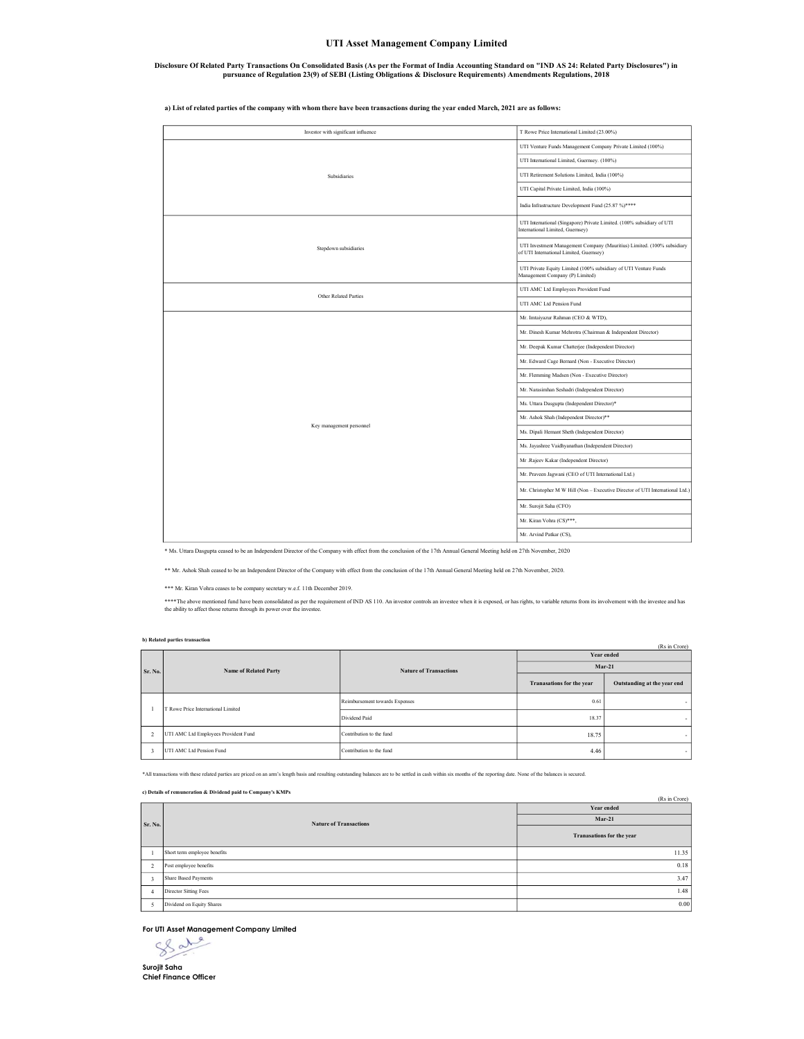# UTI Asset Management Company Limited

**Disclosure Of Related Party Transactions On Consolidated Basis (As per the Format of India Accounting Standard on "IND AS 24: Related Party Disclosures") in pursuance of Regulation 23(9) of SEBI (Listing Obligations & Disclosure Requirements) Amendments Regulations, 2018**

**a) List of related parties of the company with whom there have been transactions during the year ended March, 2021 are as follows:**

| | |
|---|---|
| Investor with significant influence | T Rowe Price International Limited (23.00%) |
| Subsidiaries | UTI Venture Funds Management Company Private Limited (100%) |
| | UTI International Limited, Guernsey. (100%) |
| | UTI Retirement Solutions Limited, India (100%) |
| | UTI Capital Private Limited, India (100%) |
| | India Infrastructure Development Fund (25.87 %)**** |
| Stepdown subsidiaries | UTI International (Singapore) Private Limited. (100% subsidiary of UTI International Limited, Guernsey) |
| | UTI Investment Management Company (Mauritius) Limited. (100% subsidiary of UTI International Limited, Guernsey) |
| | UTI Private Equity Limited (100% subsidiary of UTI Venture Funds Management Company (P) Limited) |
| Other Related Parties | UTI AMC Ltd Employees Provident Fund |
| | UTI AMC Ltd Pension Fund |
| Key management personnel | Mr. Imtaiyazur Rahman (CEO & WTD), |
| | Mr. Dinesh Kumar Mehrotra (Chairman & Independent Director) |
| | Mr. Deepak Kumar Chatterjee (Independent Director) |
| | Mr. Edward Cage Bernard (Non - Executive Director) |
| | Mr. Flemming Madsen (Non - Executive Director) |
| | Mr. Narasimhan Seshadri (Independent Director) |
| | Ms. Uttara Dasgupta (Independent Director)* |
| | Mr. Ashok Shah (Independent Director)** |
| | Ms. Dipali Hemant Sheth (Independent Director) |
| | Ms. Jayashree Vaidhyanathan (Independent Director) |
| | Mr .Rajeev Kakar (Independent Director) |
| | Mr. Praveen Jagwani (CEO of UTI International Ltd.) |
| | Mr. Christopher M W Hill (Non – Executive Director of UTI International Ltd.) |
| | Mr. Surojit Saha (CFO) |
| | Mr. Kiran Vohra (CS)***, |
| | Mr. Arvind Patkar (CS), |

\* Ms. Uttara Dasgupta ceased to be an Independent Director of the Company with effect from the conclusion of the 17th Annual General Meeting held on 27th November, 2020

** Mr. Ashok Shah ceased to be an Independent Director of the Company with effect from the conclusion of the 17th Annual General Meeting held on 27th November, 2020.

*** Mr. Kiran Vohra ceases to be company secretary w.e.f. 11th December 2019.

****The above mentioned fund have been consolidated as per the requirement of IND AS 110. An investor controls an investee when it is exposed, or has rights, to variable returns from its involvement with the investee and has the ability to affect those returns through its power over the investee.

**b) Related parties transaction**

(Rs in Crore)

| Sr. No. | Name of Related Party | Nature of Transactions | Year ended Mar-21 | |
|---|---|---|---|---|
| | | | Transasations for the year | Outstanding at the year end |
| 1 | T Rowe Price International Limited | Reimbursement towards Expenses | 0.61 | - |
| | | Dividend Paid | 18.37 | - |
| 2 | UTI AMC Ltd Employees Provident Fund | Contribution to the fund | 18.75 | - |
| 3 | UTI AMC Ltd Pension Fund | Contribution to the fund | 4.46 | - |

*All transactions with these related parties are priced on an arm's length basis and resulting outstanding balances are to be settled in cash within six months of the reporting date. None of the balances is secured.

**c) Details of remuneration & Dividend paid to Company's KMPs**

(Rs in Crore)

| Sr. No. | Nature of Transactions | Year ended Mar-21 |
|---|---|---|
| | | Transasations for the year |
| 1 | Short term employee benefits | 11.35 |
| 2 | Post employee benefits | 0.18 |
| 3 | Share Based Payments | 3.47 |
| 4 | Director Sitting Fees | 1.48 |
| 5 | Dividend on Equity Shares | 0.00 |

**For UTI Asset Management Company Limited**

**Surojit Saha**
**Chief Finance Officer**